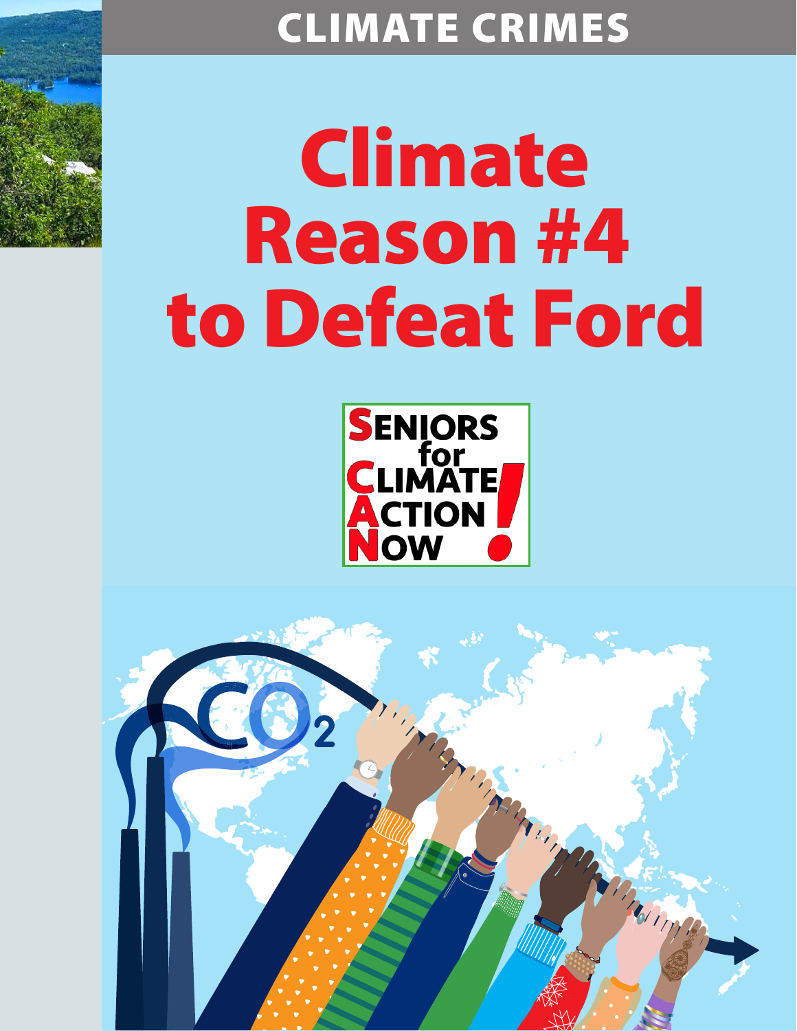CLIMATE CRIMES

# Climate Reason #4 to Defeat Ford

SENIORS for CLIMATE ACTION NOW!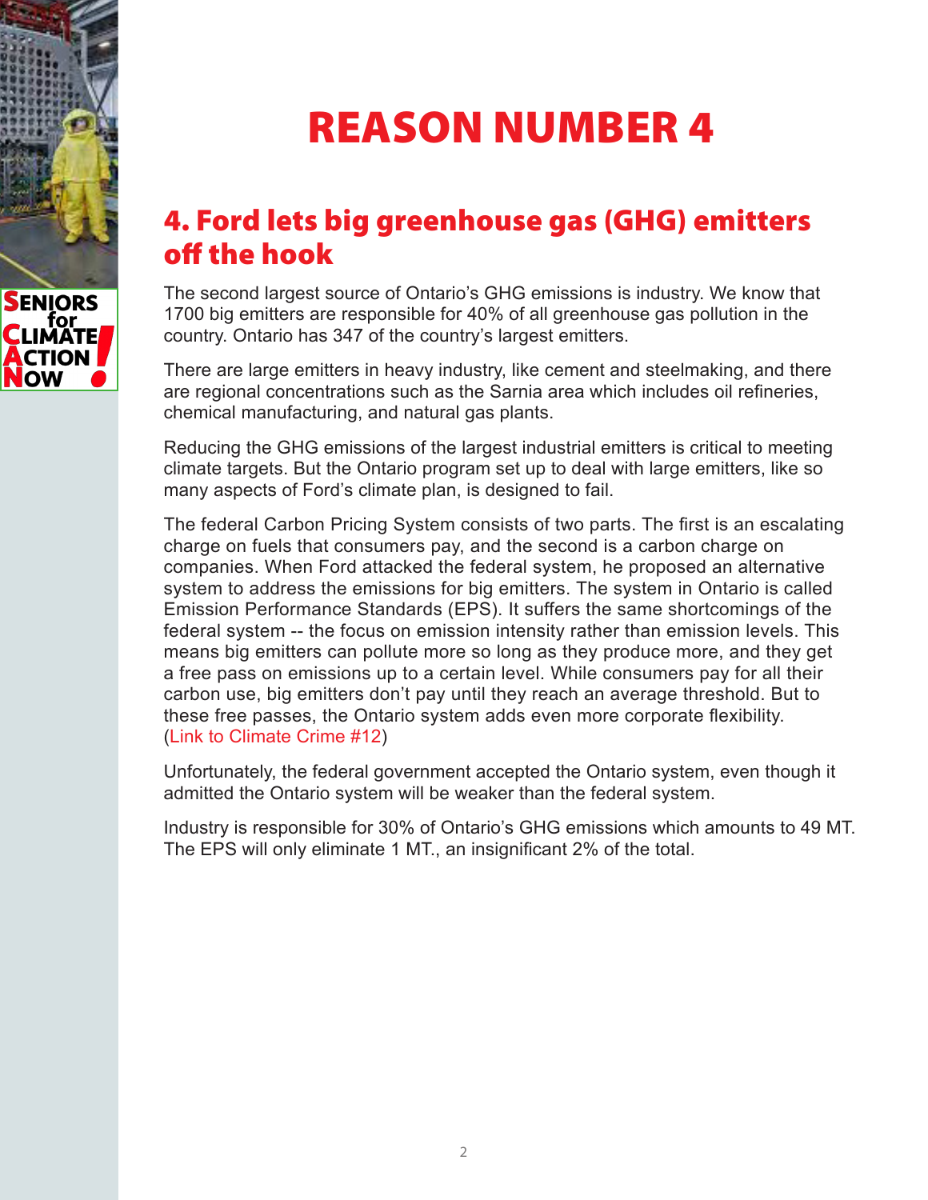# REASON NUMBER 4

## 4. Ford lets big greenhouse gas (GHG) emitters off the hook

The second largest source of Ontario's GHG emissions is industry. We know that 1700 big emitters are responsible for 40% of all greenhouse gas pollution in the country. Ontario has 347 of the country's largest emitters.

There are large emitters in heavy industry, like cement and steelmaking, and there are regional concentrations such as the Sarnia area which includes oil refineries, chemical manufacturing, and natural gas plants.

Reducing the GHG emissions of the largest industrial emitters is critical to meeting climate targets. But the Ontario program set up to deal with large emitters, like so many aspects of Ford's climate plan, is designed to fail.

The federal Carbon Pricing System consists of two parts. The first is an escalating charge on fuels that consumers pay, and the second is a carbon charge on companies. When Ford attacked the federal system, he proposed an alternative system to address the emissions for big emitters. The system in Ontario is called Emission Performance Standards (EPS). It suffers the same shortcomings of the federal system -- the focus on emission intensity rather than emission levels. This means big emitters can pollute more so long as they produce more, and they get a free pass on emissions up to a certain level. While consumers pay for all their carbon use, big emitters don't pay until they reach an average threshold. But to these free passes, the Ontario system adds even more corporate flexibility. (Link to Climate Crime #12)

Unfortunately, the federal government accepted the Ontario system, even though it admitted the Ontario system will be weaker than the federal system.

Industry is responsible for 30% of Ontario's GHG emissions which amounts to 49 MT. The EPS will only eliminate 1 MT., an insignificant 2% of the total.